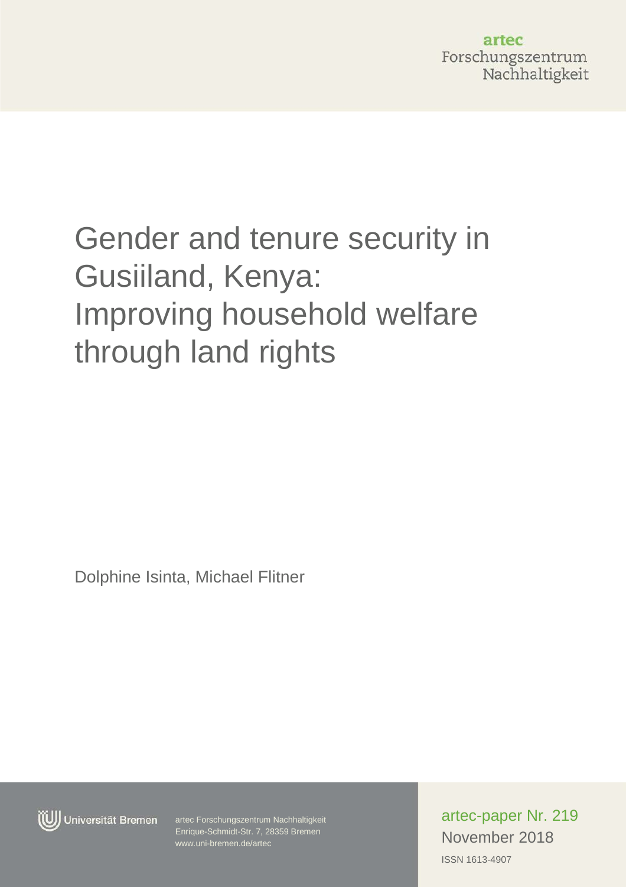artec
Forschungszentrum
Nachhaltigkeit

# Gender and tenure security in Gusiiland, Kenya: Improving household welfare through land rights

Dolphine Isinta, Michael Flitner

Universität Bremen

artec Forschungszentrum Nachhaltigkeit
Enrique-Schmidt-Str. 7, 28359 Bremen
www.uni-bremen.de/artec

artec-paper Nr. 219
November 2018
ISSN 1613-4907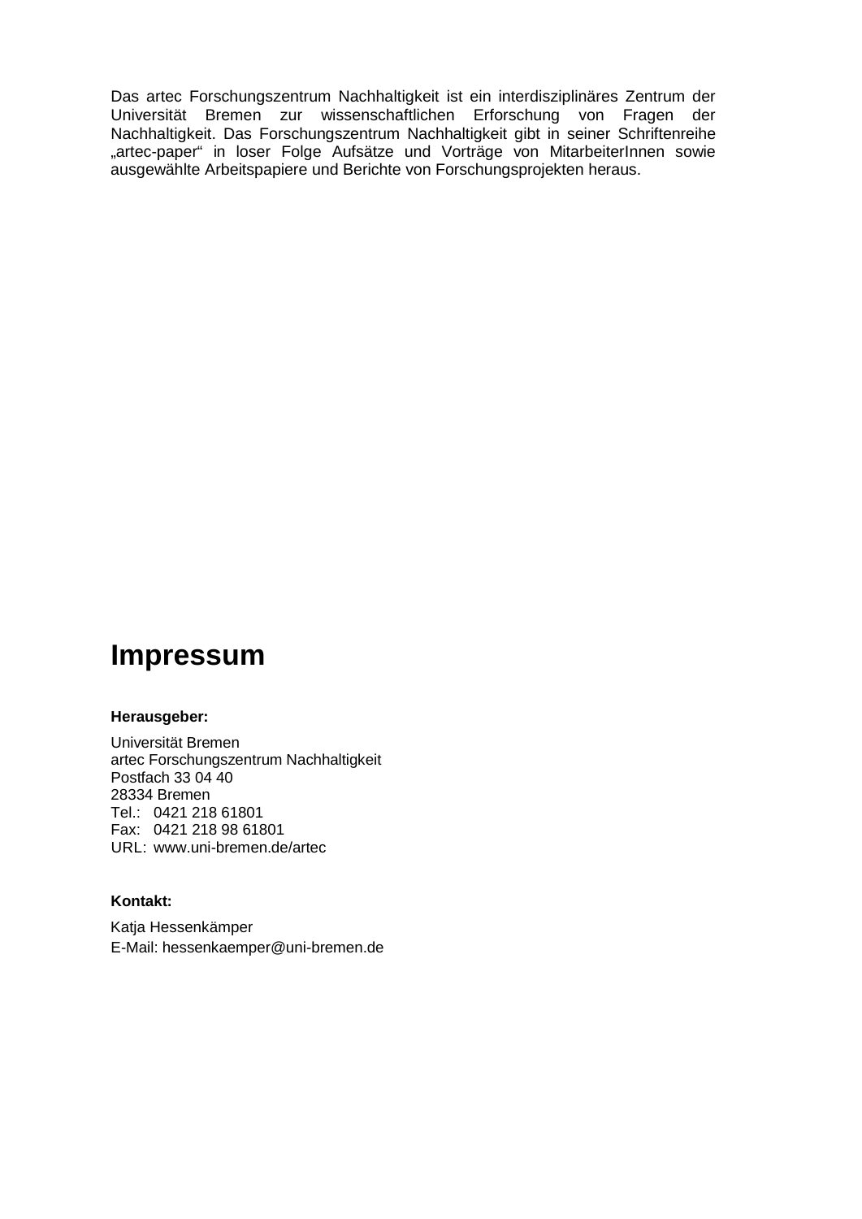Das artec Forschungszentrum Nachhaltigkeit ist ein interdisziplinäres Zentrum der Universität Bremen zur wissenschaftlichen Erforschung von Fragen der Nachhaltigkeit. Das Forschungszentrum Nachhaltigkeit gibt in seiner Schriftenreihe „artec-paper" in loser Folge Aufsätze und Vorträge von MitarbeiterInnen sowie ausgewählte Arbeitspapiere und Berichte von Forschungsprojekten heraus.

# Impressum

**Herausgeber:**

Universität Bremen
artec Forschungszentrum Nachhaltigkeit
Postfach 33 04 40
28334 Bremen
Tel.: 0421 218 61801
Fax: 0421 218 98 61801
URL: www.uni-bremen.de/artec

**Kontakt:**

Katja Hessenkämper
E-Mail: hessenkaemper@uni-bremen.de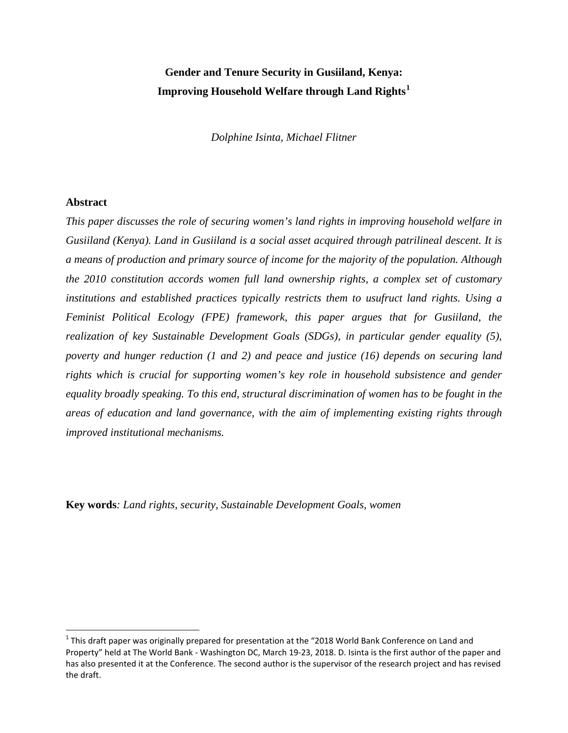# Gender and Tenure Security in Gusiiland, Kenya: Improving Household Welfare through Land Rights[1]

*Dolphine Isinta, Michael Flitner*

## Abstract

*This paper discusses the role of securing women's land rights in improving household welfare in Gusiiland (Kenya). Land in Gusiiland is a social asset acquired through patrilineal descent. It is a means of production and primary source of income for the majority of the population. Although the 2010 constitution accords women full land ownership rights, a complex set of customary institutions and established practices typically restricts them to usufruct land rights. Using a Feminist Political Ecology (FPE) framework, this paper argues that for Gusiiland, the realization of key Sustainable Development Goals (SDGs), in particular gender equality (5), poverty and hunger reduction (1 and 2) and peace and justice (16) depends on securing land rights which is crucial for supporting women's key role in household subsistence and gender equality broadly speaking. To this end, structural discrimination of women has to be fought in the areas of education and land governance, with the aim of implementing existing rights through improved institutional mechanisms.*

**Key words***: Land rights, security, Sustainable Development Goals, women*

[1] This draft paper was originally prepared for presentation at the "2018 World Bank Conference on Land and Property" held at The World Bank - Washington DC, March 19-23, 2018. D. Isinta is the first author of the paper and has also presented it at the Conference. The second author is the supervisor of the research project and has revised the draft.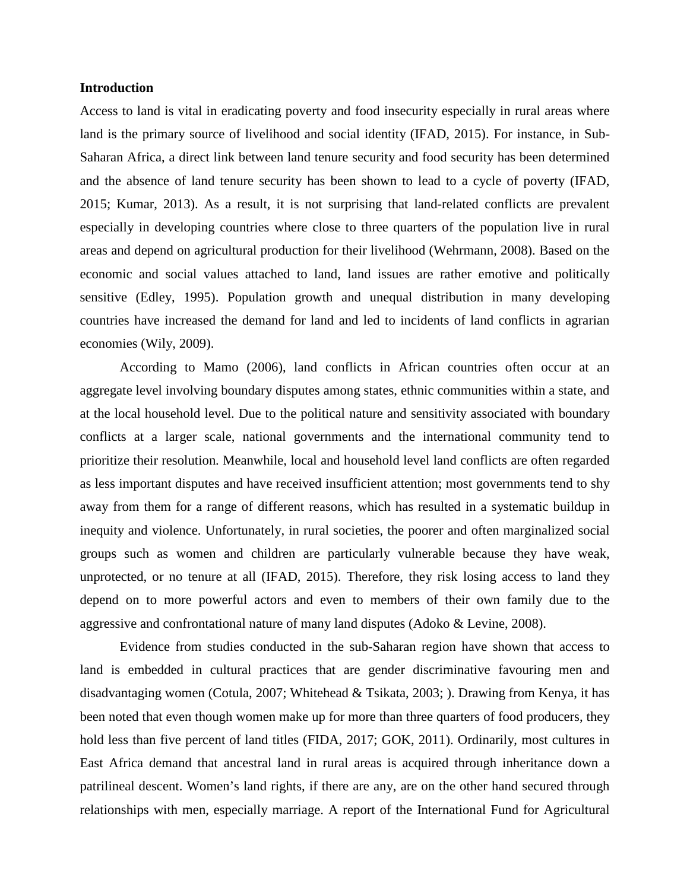**Introduction**

Access to land is vital in eradicating poverty and food insecurity especially in rural areas where land is the primary source of livelihood and social identity (IFAD, 2015). For instance, in Sub-Saharan Africa, a direct link between land tenure security and food security has been determined and the absence of land tenure security has been shown to lead to a cycle of poverty (IFAD, 2015; Kumar, 2013). As a result, it is not surprising that land-related conflicts are prevalent especially in developing countries where close to three quarters of the population live in rural areas and depend on agricultural production for their livelihood (Wehrmann, 2008). Based on the economic and social values attached to land, land issues are rather emotive and politically sensitive (Edley, 1995). Population growth and unequal distribution in many developing countries have increased the demand for land and led to incidents of land conflicts in agrarian economies (Wily, 2009).

According to Mamo (2006), land conflicts in African countries often occur at an aggregate level involving boundary disputes among states, ethnic communities within a state, and at the local household level. Due to the political nature and sensitivity associated with boundary conflicts at a larger scale, national governments and the international community tend to prioritize their resolution. Meanwhile, local and household level land conflicts are often regarded as less important disputes and have received insufficient attention; most governments tend to shy away from them for a range of different reasons, which has resulted in a systematic buildup in inequity and violence. Unfortunately, in rural societies, the poorer and often marginalized social groups such as women and children are particularly vulnerable because they have weak, unprotected, or no tenure at all (IFAD, 2015). Therefore, they risk losing access to land they depend on to more powerful actors and even to members of their own family due to the aggressive and confrontational nature of many land disputes (Adoko & Levine, 2008).

Evidence from studies conducted in the sub-Saharan region have shown that access to land is embedded in cultural practices that are gender discriminative favouring men and disadvantaging women (Cotula, 2007; Whitehead & Tsikata, 2003; ). Drawing from Kenya, it has been noted that even though women make up for more than three quarters of food producers, they hold less than five percent of land titles (FIDA, 2017; GOK, 2011). Ordinarily, most cultures in East Africa demand that ancestral land in rural areas is acquired through inheritance down a patrilineal descent. Women's land rights, if there are any, are on the other hand secured through relationships with men, especially marriage. A report of the International Fund for Agricultural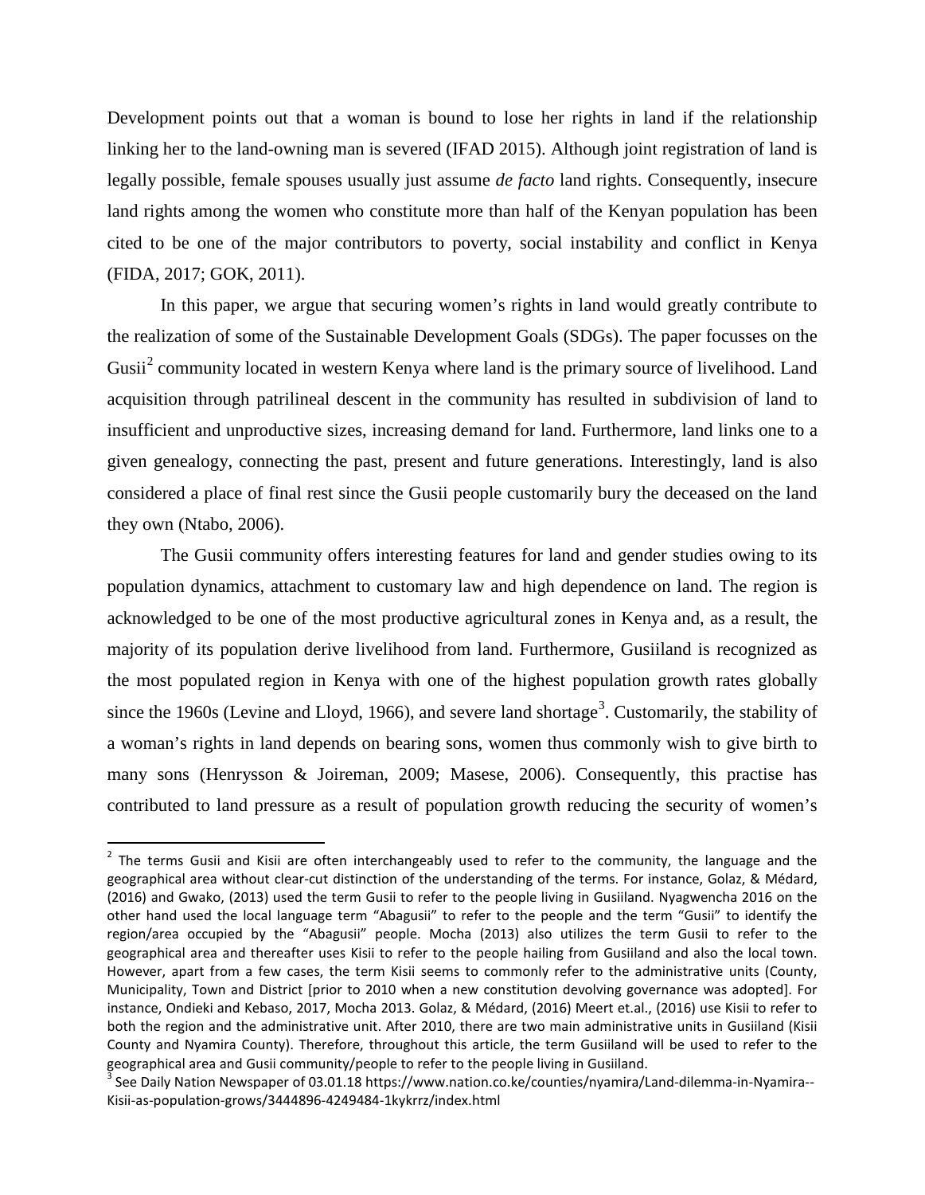Development points out that a woman is bound to lose her rights in land if the relationship linking her to the land-owning man is severed (IFAD 2015). Although joint registration of land is legally possible, female spouses usually just assume *de facto* land rights. Consequently, insecure land rights among the women who constitute more than half of the Kenyan population has been cited to be one of the major contributors to poverty, social instability and conflict in Kenya (FIDA, 2017; GOK, 2011).

In this paper, we argue that securing women's rights in land would greatly contribute to the realization of some of the Sustainable Development Goals (SDGs). The paper focusses on the Gusii[2] community located in western Kenya where land is the primary source of livelihood. Land acquisition through patrilineal descent in the community has resulted in subdivision of land to insufficient and unproductive sizes, increasing demand for land. Furthermore, land links one to a given genealogy, connecting the past, present and future generations. Interestingly, land is also considered a place of final rest since the Gusii people customarily bury the deceased on the land they own (Ntabo, 2006).

The Gusii community offers interesting features for land and gender studies owing to its population dynamics, attachment to customary law and high dependence on land. The region is acknowledged to be one of the most productive agricultural zones in Kenya and, as a result, the majority of its population derive livelihood from land. Furthermore, Gusiiland is recognized as the most populated region in Kenya with one of the highest population growth rates globally since the 1960s (Levine and Lloyd, 1966), and severe land shortage[3]. Customarily, the stability of a woman's rights in land depends on bearing sons, women thus commonly wish to give birth to many sons (Henrysson & Joireman, 2009; Masese, 2006). Consequently, this practise has contributed to land pressure as a result of population growth reducing the security of women's

---

[2] The terms Gusii and Kisii are often interchangeably used to refer to the community, the language and the geographical area without clear-cut distinction of the understanding of the terms. For instance, Golaz, & Médard, (2016) and Gwako, (2013) used the term Gusii to refer to the people living in Gusiiland. Nyagwencha 2016 on the other hand used the local language term "Abagusii" to refer to the people and the term "Gusii" to identify the region/area occupied by the "Abagusii" people. Mocha (2013) also utilizes the term Gusii to refer to the geographical area and thereafter uses Kisii to refer to the people hailing from Gusiiland and also the local town. However, apart from a few cases, the term Kisii seems to commonly refer to the administrative units (County, Municipality, Town and District [prior to 2010 when a new constitution devolving governance was adopted]. For instance, Ondieki and Kebaso, 2017, Mocha 2013. Golaz, & Médard, (2016) Meert et.al., (2016) use Kisii to refer to both the region and the administrative unit. After 2010, there are two main administrative units in Gusiiland (Kisii County and Nyamira County). Therefore, throughout this article, the term Gusiiland will be used to refer to the geographical area and Gusii community/people to refer to the people living in Gusiiland.

[3] See Daily Nation Newspaper of 03.01.18 https://www.nation.co.ke/counties/nyamira/Land-dilemma-in-Nyamira--Kisii-as-population-grows/3444896-4249484-1kykrrz/index.html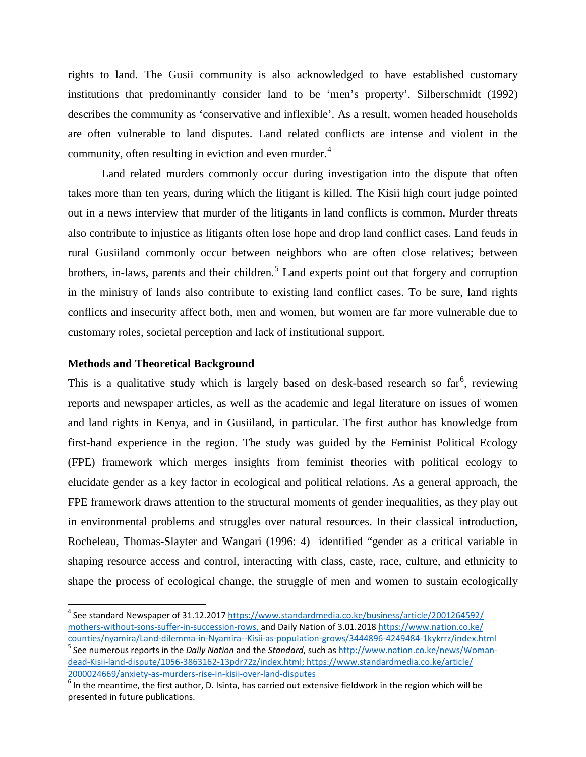rights to land. The Gusii community is also acknowledged to have established customary institutions that predominantly consider land to be 'men's property'. Silberschmidt (1992) describes the community as 'conservative and inflexible'. As a result, women headed households are often vulnerable to land disputes. Land related conflicts are intense and violent in the community, often resulting in eviction and even murder.[4]

Land related murders commonly occur during investigation into the dispute that often takes more than ten years, during which the litigant is killed. The Kisii high court judge pointed out in a news interview that murder of the litigants in land conflicts is common. Murder threats also contribute to injustice as litigants often lose hope and drop land conflict cases. Land feuds in rural Gusiiland commonly occur between neighbors who are often close relatives; between brothers, in-laws, parents and their children.[5] Land experts point out that forgery and corruption in the ministry of lands also contribute to existing land conflict cases. To be sure, land rights conflicts and insecurity affect both, men and women, but women are far more vulnerable due to customary roles, societal perception and lack of institutional support.

**Methods and Theoretical Background**

This is a qualitative study which is largely based on desk-based research so far[6], reviewing reports and newspaper articles, as well as the academic and legal literature on issues of women and land rights in Kenya, and in Gusiiland, in particular. The first author has knowledge from first-hand experience in the region. The study was guided by the Feminist Political Ecology (FPE) framework which merges insights from feminist theories with political ecology to elucidate gender as a key factor in ecological and political relations. As a general approach, the FPE framework draws attention to the structural moments of gender inequalities, as they play out in environmental problems and struggles over natural resources. In their classical introduction, Rocheleau, Thomas-Slayter and Wangari (1996: 4) identified "gender as a critical variable in shaping resource access and control, interacting with class, caste, race, culture, and ethnicity to shape the process of ecological change, the struggle of men and women to sustain ecologically

---

[4] See standard Newspaper of 31.12.2017 https://www.standardmedia.co.ke/business/article/2001264592/mothers-without-sons-suffer-in-succession-rows, and Daily Nation of 3.01.2018 https://www.nation.co.ke/counties/nyamira/Land-dilemma-in-Nyamira--Kisii-as-population-grows/3444896-4249484-1kykrrz/index.html

[5] See numerous reports in the *Daily Nation* and the *Standard*, such as http://www.nation.co.ke/news/Woman-dead-Kisii-land-dispute/1056-3863162-13pdr72z/index.html; https://www.standardmedia.co.ke/article/2000024669/anxiety-as-murders-rise-in-kisii-over-land-disputes

[6] In the meantime, the first author, D. Isinta, has carried out extensive fieldwork in the region which will be presented in future publications.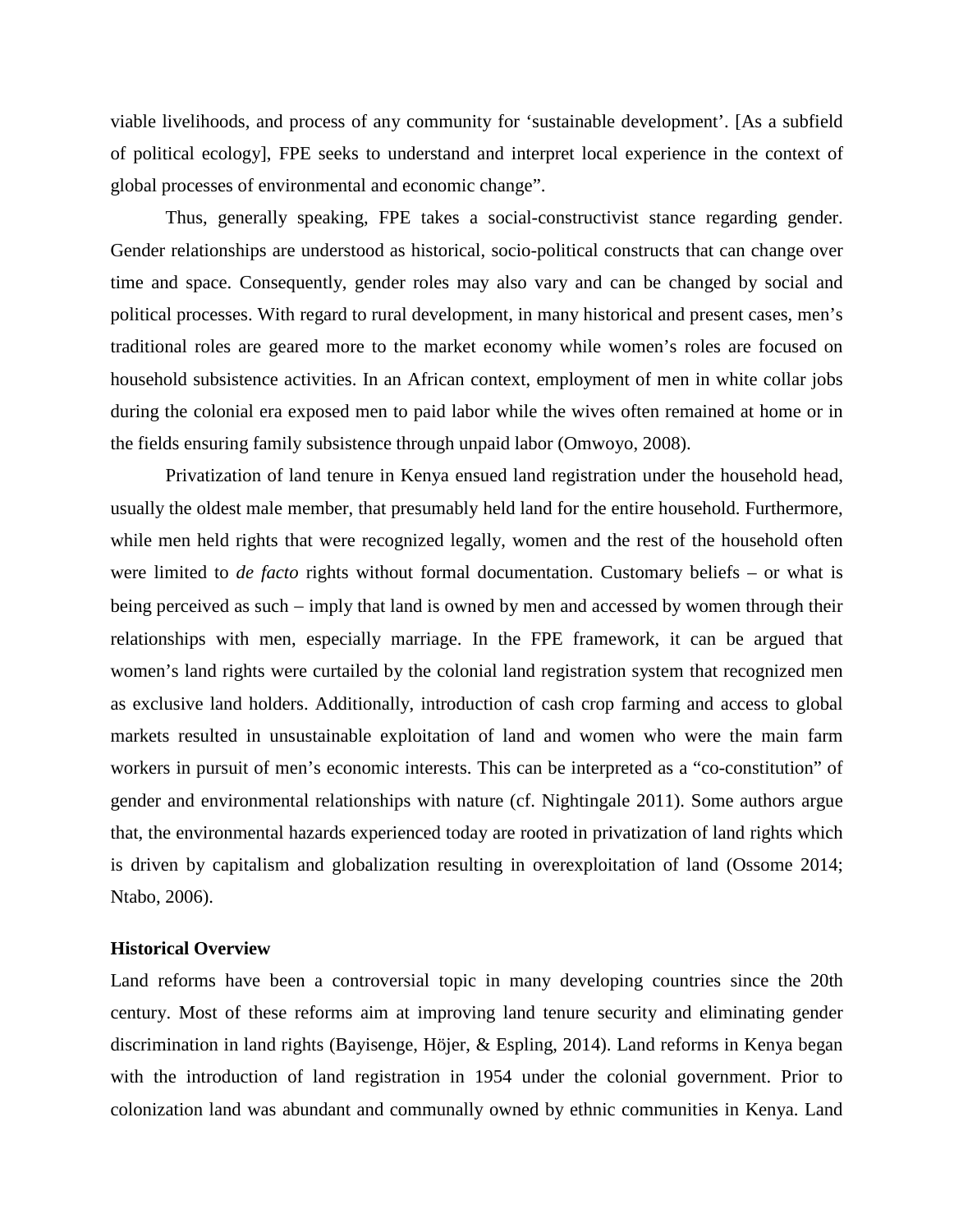viable livelihoods, and process of any community for 'sustainable development'. [As a subfield of political ecology], FPE seeks to understand and interpret local experience in the context of global processes of environmental and economic change".

Thus, generally speaking, FPE takes a social-constructivist stance regarding gender. Gender relationships are understood as historical, socio-political constructs that can change over time and space. Consequently, gender roles may also vary and can be changed by social and political processes. With regard to rural development, in many historical and present cases, men's traditional roles are geared more to the market economy while women's roles are focused on household subsistence activities. In an African context, employment of men in white collar jobs during the colonial era exposed men to paid labor while the wives often remained at home or in the fields ensuring family subsistence through unpaid labor (Omwoyo, 2008).

Privatization of land tenure in Kenya ensued land registration under the household head, usually the oldest male member, that presumably held land for the entire household. Furthermore, while men held rights that were recognized legally, women and the rest of the household often were limited to *de facto* rights without formal documentation. Customary beliefs – or what is being perceived as such – imply that land is owned by men and accessed by women through their relationships with men, especially marriage. In the FPE framework, it can be argued that women's land rights were curtailed by the colonial land registration system that recognized men as exclusive land holders. Additionally, introduction of cash crop farming and access to global markets resulted in unsustainable exploitation of land and women who were the main farm workers in pursuit of men's economic interests. This can be interpreted as a "co-constitution" of gender and environmental relationships with nature (cf. Nightingale 2011). Some authors argue that, the environmental hazards experienced today are rooted in privatization of land rights which is driven by capitalism and globalization resulting in overexploitation of land (Ossome 2014; Ntabo, 2006).

**Historical Overview**

Land reforms have been a controversial topic in many developing countries since the 20th century. Most of these reforms aim at improving land tenure security and eliminating gender discrimination in land rights (Bayisenge, Höjer, & Espling, 2014). Land reforms in Kenya began with the introduction of land registration in 1954 under the colonial government. Prior to colonization land was abundant and communally owned by ethnic communities in Kenya. Land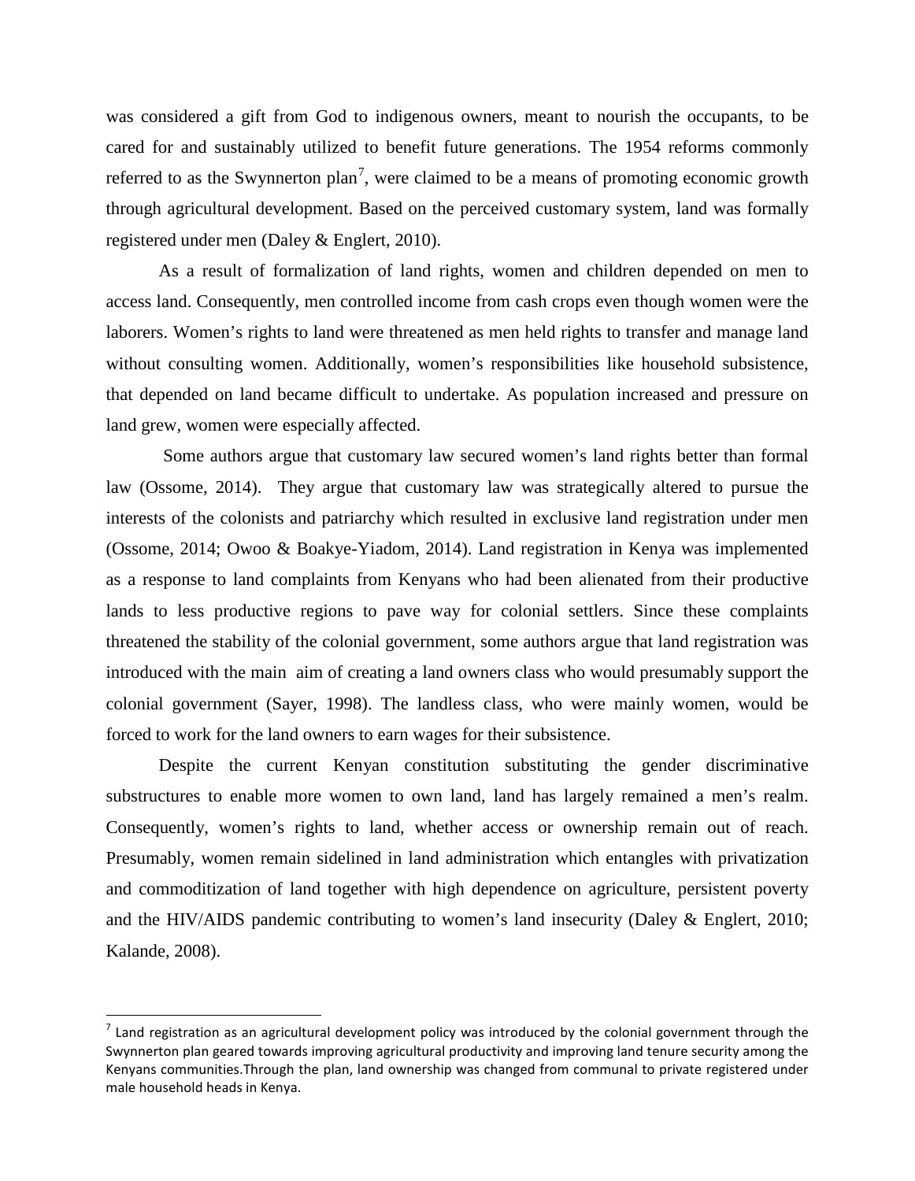was considered a gift from God to indigenous owners, meant to nourish the occupants, to be cared for and sustainably utilized to benefit future generations. The 1954 reforms commonly referred to as the Swynnerton plan[7], were claimed to be a means of promoting economic growth through agricultural development. Based on the perceived customary system, land was formally registered under men (Daley & Englert, 2010).

As a result of formalization of land rights, women and children depended on men to access land. Consequently, men controlled income from cash crops even though women were the laborers. Women's rights to land were threatened as men held rights to transfer and manage land without consulting women. Additionally, women's responsibilities like household subsistence, that depended on land became difficult to undertake. As population increased and pressure on land grew, women were especially affected.

Some authors argue that customary law secured women's land rights better than formal law (Ossome, 2014). They argue that customary law was strategically altered to pursue the interests of the colonists and patriarchy which resulted in exclusive land registration under men (Ossome, 2014; Owoo & Boakye-Yiadom, 2014). Land registration in Kenya was implemented as a response to land complaints from Kenyans who had been alienated from their productive lands to less productive regions to pave way for colonial settlers. Since these complaints threatened the stability of the colonial government, some authors argue that land registration was introduced with the main aim of creating a land owners class who would presumably support the colonial government (Sayer, 1998). The landless class, who were mainly women, would be forced to work for the land owners to earn wages for their subsistence.

Despite the current Kenyan constitution substituting the gender discriminative substructures to enable more women to own land, land has largely remained a men's realm. Consequently, women's rights to land, whether access or ownership remain out of reach. Presumably, women remain sidelined in land administration which entangles with privatization and commoditization of land together with high dependence on agriculture, persistent poverty and the HIV/AIDS pandemic contributing to women's land insecurity (Daley & Englert, 2010; Kalande, 2008).

[7] Land registration as an agricultural development policy was introduced by the colonial government through the Swynnerton plan geared towards improving agricultural productivity and improving land tenure security among the Kenyans communities.Through the plan, land ownership was changed from communal to private registered under male household heads in Kenya.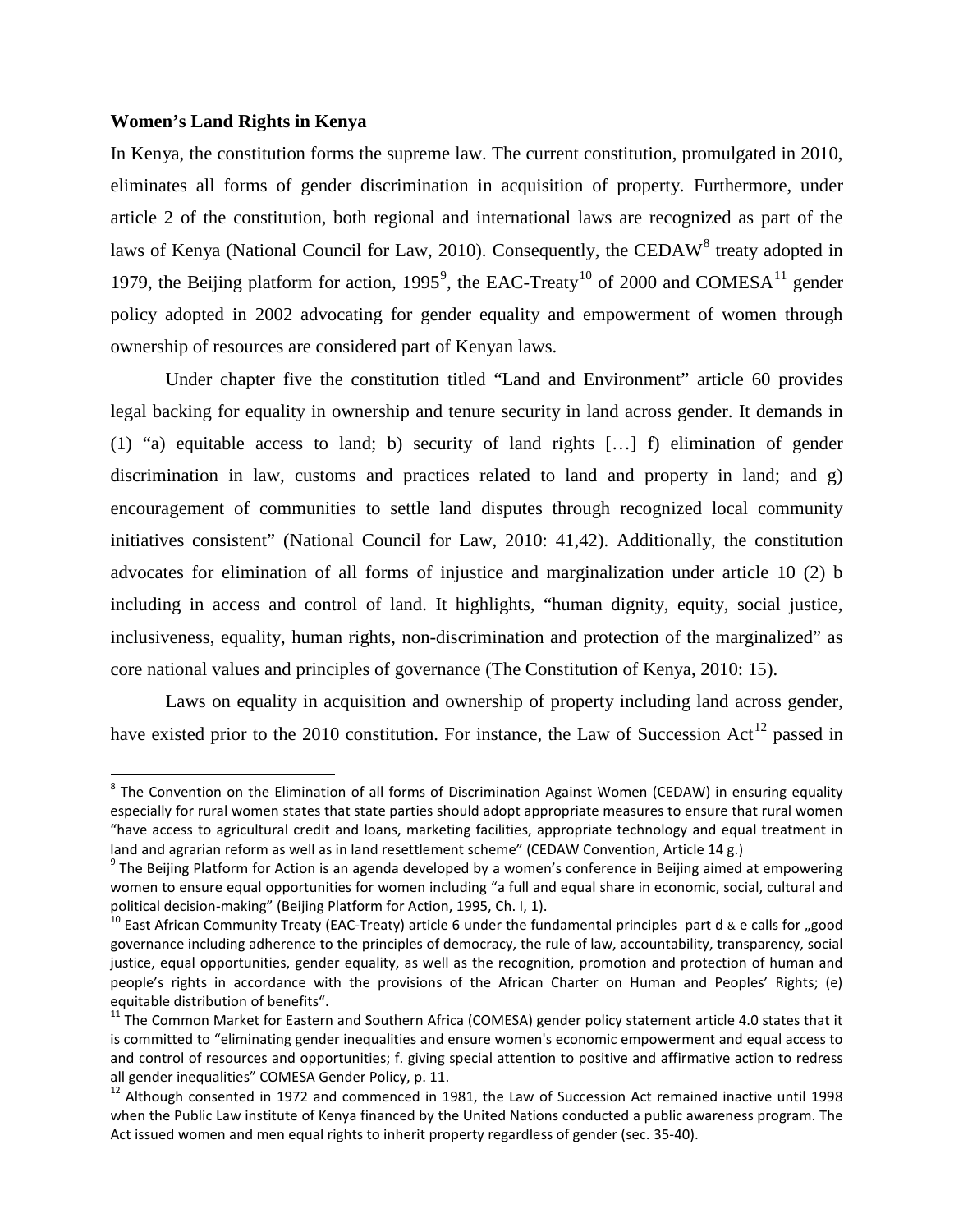**Women's Land Rights in Kenya**

In Kenya, the constitution forms the supreme law. The current constitution, promulgated in 2010, eliminates all forms of gender discrimination in acquisition of property. Furthermore, under article 2 of the constitution, both regional and international laws are recognized as part of the laws of Kenya (National Council for Law, 2010). Consequently, the CEDAW[8] treaty adopted in 1979, the Beijing platform for action, 1995[9], the EAC-Treaty[10] of 2000 and COMESA[11] gender policy adopted in 2002 advocating for gender equality and empowerment of women through ownership of resources are considered part of Kenyan laws.

Under chapter five the constitution titled "Land and Environment" article 60 provides legal backing for equality in ownership and tenure security in land across gender. It demands in (1) "a) equitable access to land; b) security of land rights […] f) elimination of gender discrimination in law, customs and practices related to land and property in land; and g) encouragement of communities to settle land disputes through recognized local community initiatives consistent" (National Council for Law, 2010: 41,42). Additionally, the constitution advocates for elimination of all forms of injustice and marginalization under article 10 (2) b including in access and control of land. It highlights, "human dignity, equity, social justice, inclusiveness, equality, human rights, non-discrimination and protection of the marginalized" as core national values and principles of governance (The Constitution of Kenya, 2010: 15).

Laws on equality in acquisition and ownership of property including land across gender, have existed prior to the 2010 constitution. For instance, the Law of Succession Act[12] passed in

---

[8] The Convention on the Elimination of all forms of Discrimination Against Women (CEDAW) in ensuring equality especially for rural women states that state parties should adopt appropriate measures to ensure that rural women "have access to agricultural credit and loans, marketing facilities, appropriate technology and equal treatment in land and agrarian reform as well as in land resettlement scheme" (CEDAW Convention, Article 14 g.)

[9] The Beijing Platform for Action is an agenda developed by a women's conference in Beijing aimed at empowering women to ensure equal opportunities for women including "a full and equal share in economic, social, cultural and political decision-making" (Beijing Platform for Action, 1995, Ch. I, 1).

[10] East African Community Treaty (EAC-Treaty) article 6 under the fundamental principles part d & e calls for „good governance including adherence to the principles of democracy, the rule of law, accountability, transparency, social justice, equal opportunities, gender equality, as well as the recognition, promotion and protection of human and people's rights in accordance with the provisions of the African Charter on Human and Peoples' Rights; (e) equitable distribution of benefits".

[11] The Common Market for Eastern and Southern Africa (COMESA) gender policy statement article 4.0 states that it is committed to "eliminating gender inequalities and ensure women's economic empowerment and equal access to and control of resources and opportunities; f. giving special attention to positive and affirmative action to redress all gender inequalities" COMESA Gender Policy, p. 11.

[12] Although consented in 1972 and commenced in 1981, the Law of Succession Act remained inactive until 1998 when the Public Law institute of Kenya financed by the United Nations conducted a public awareness program. The Act issued women and men equal rights to inherit property regardless of gender (sec. 35-40).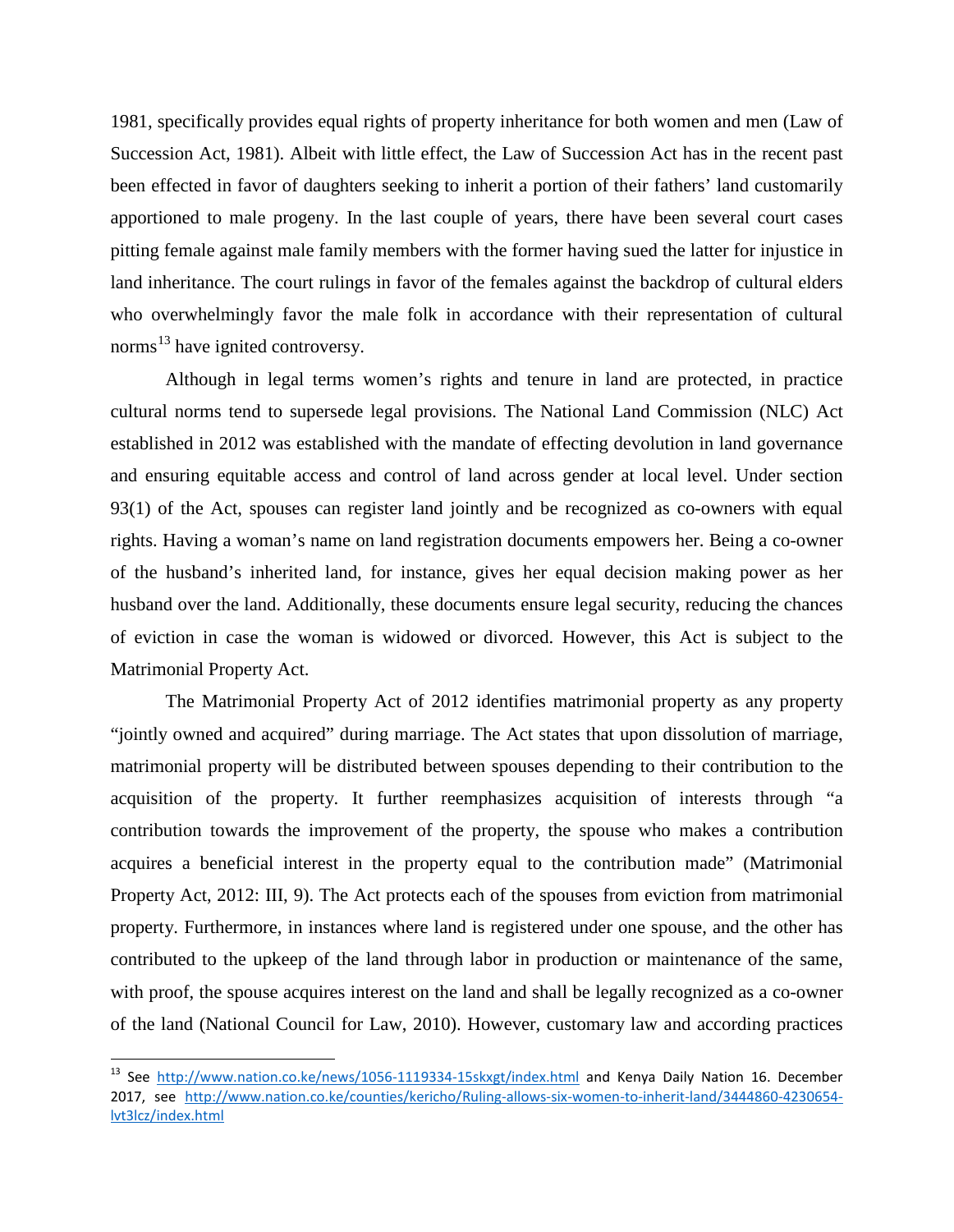1981, specifically provides equal rights of property inheritance for both women and men (Law of Succession Act, 1981). Albeit with little effect, the Law of Succession Act has in the recent past been effected in favor of daughters seeking to inherit a portion of their fathers' land customarily apportioned to male progeny. In the last couple of years, there have been several court cases pitting female against male family members with the former having sued the latter for injustice in land inheritance. The court rulings in favor of the females against the backdrop of cultural elders who overwhelmingly favor the male folk in accordance with their representation of cultural norms[13] have ignited controversy.

Although in legal terms women's rights and tenure in land are protected, in practice cultural norms tend to supersede legal provisions. The National Land Commission (NLC) Act established in 2012 was established with the mandate of effecting devolution in land governance and ensuring equitable access and control of land across gender at local level. Under section 93(1) of the Act, spouses can register land jointly and be recognized as co-owners with equal rights. Having a woman's name on land registration documents empowers her. Being a co-owner of the husband's inherited land, for instance, gives her equal decision making power as her husband over the land. Additionally, these documents ensure legal security, reducing the chances of eviction in case the woman is widowed or divorced. However, this Act is subject to the Matrimonial Property Act.

The Matrimonial Property Act of 2012 identifies matrimonial property as any property "jointly owned and acquired" during marriage. The Act states that upon dissolution of marriage, matrimonial property will be distributed between spouses depending to their contribution to the acquisition of the property. It further reemphasizes acquisition of interests through "a contribution towards the improvement of the property, the spouse who makes a contribution acquires a beneficial interest in the property equal to the contribution made" (Matrimonial Property Act, 2012: III, 9). The Act protects each of the spouses from eviction from matrimonial property. Furthermore, in instances where land is registered under one spouse, and the other has contributed to the upkeep of the land through labor in production or maintenance of the same, with proof, the spouse acquires interest on the land and shall be legally recognized as a co-owner of the land (National Council for Law, 2010). However, customary law and according practices

---

[13] See http://www.nation.co.ke/news/1056-1119334-15skxgt/index.html and Kenya Daily Nation 16. December 2017, see http://www.nation.co.ke/counties/kericho/Ruling-allows-six-women-to-inherit-land/3444860-4230654-lvt3lcz/index.html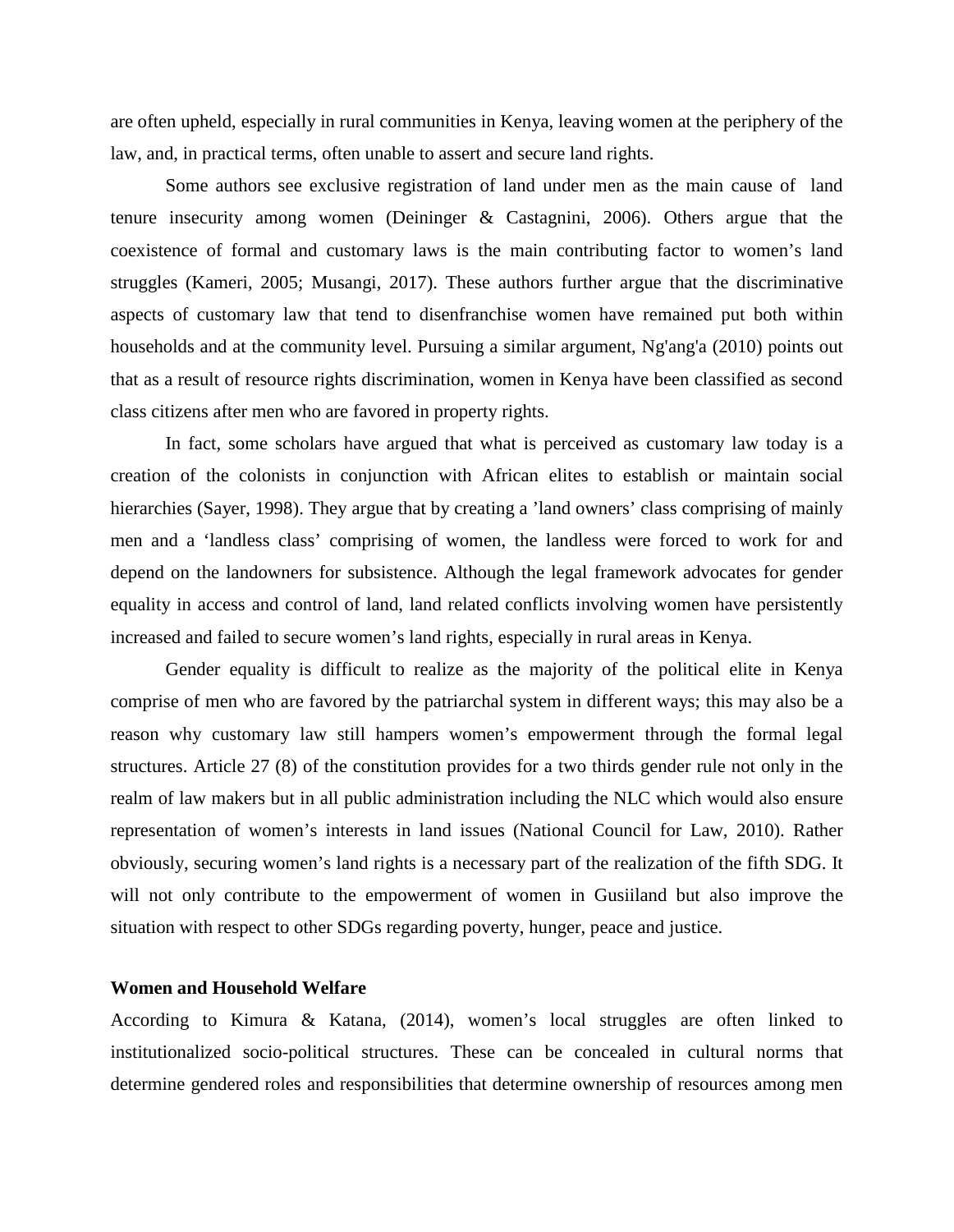are often upheld, especially in rural communities in Kenya, leaving women at the periphery of the law, and, in practical terms, often unable to assert and secure land rights.

Some authors see exclusive registration of land under men as the main cause of land tenure insecurity among women (Deininger & Castagnini, 2006). Others argue that the coexistence of formal and customary laws is the main contributing factor to women's land struggles (Kameri, 2005; Musangi, 2017). These authors further argue that the discriminative aspects of customary law that tend to disenfranchise women have remained put both within households and at the community level. Pursuing a similar argument, Ng'ang'a (2010) points out that as a result of resource rights discrimination, women in Kenya have been classified as second class citizens after men who are favored in property rights.

In fact, some scholars have argued that what is perceived as customary law today is a creation of the colonists in conjunction with African elites to establish or maintain social hierarchies (Sayer, 1998). They argue that by creating a 'land owners' class comprising of mainly men and a 'landless class' comprising of women, the landless were forced to work for and depend on the landowners for subsistence. Although the legal framework advocates for gender equality in access and control of land, land related conflicts involving women have persistently increased and failed to secure women's land rights, especially in rural areas in Kenya.

Gender equality is difficult to realize as the majority of the political elite in Kenya comprise of men who are favored by the patriarchal system in different ways; this may also be a reason why customary law still hampers women's empowerment through the formal legal structures. Article 27 (8) of the constitution provides for a two thirds gender rule not only in the realm of law makers but in all public administration including the NLC which would also ensure representation of women's interests in land issues (National Council for Law, 2010). Rather obviously, securing women's land rights is a necessary part of the realization of the fifth SDG. It will not only contribute to the empowerment of women in Gusiiland but also improve the situation with respect to other SDGs regarding poverty, hunger, peace and justice.

**Women and Household Welfare**

According to Kimura & Katana, (2014), women's local struggles are often linked to institutionalized socio-political structures. These can be concealed in cultural norms that determine gendered roles and responsibilities that determine ownership of resources among men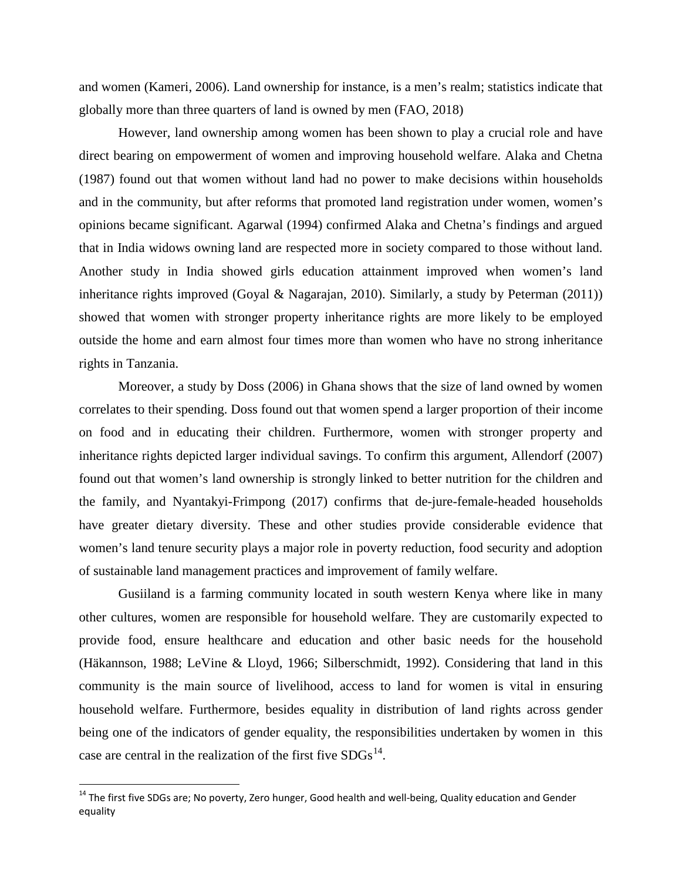and women (Kameri, 2006). Land ownership for instance, is a men's realm; statistics indicate that globally more than three quarters of land is owned by men (FAO, 2018)

However, land ownership among women has been shown to play a crucial role and have direct bearing on empowerment of women and improving household welfare. Alaka and Chetna (1987) found out that women without land had no power to make decisions within households and in the community, but after reforms that promoted land registration under women, women's opinions became significant. Agarwal (1994) confirmed Alaka and Chetna's findings and argued that in India widows owning land are respected more in society compared to those without land. Another study in India showed girls education attainment improved when women's land inheritance rights improved (Goyal & Nagarajan, 2010). Similarly, a study by Peterman (2011)) showed that women with stronger property inheritance rights are more likely to be employed outside the home and earn almost four times more than women who have no strong inheritance rights in Tanzania.

Moreover, a study by Doss (2006) in Ghana shows that the size of land owned by women correlates to their spending. Doss found out that women spend a larger proportion of their income on food and in educating their children. Furthermore, women with stronger property and inheritance rights depicted larger individual savings. To confirm this argument, Allendorf (2007) found out that women's land ownership is strongly linked to better nutrition for the children and the family, and Nyantakyi-Frimpong (2017) confirms that de-jure-female-headed households have greater dietary diversity. These and other studies provide considerable evidence that women's land tenure security plays a major role in poverty reduction, food security and adoption of sustainable land management practices and improvement of family welfare.

Gusiiland is a farming community located in south western Kenya where like in many other cultures, women are responsible for household welfare. They are customarily expected to provide food, ensure healthcare and education and other basic needs for the household (Häkannson, 1988; LeVine & Lloyd, 1966; Silberschmidt, 1992). Considering that land in this community is the main source of livelihood, access to land for women is vital in ensuring household welfare. Furthermore, besides equality in distribution of land rights across gender being one of the indicators of gender equality, the responsibilities undertaken by women in this case are central in the realization of the first five SDGs[14].

[14] The first five SDGs are; No poverty, Zero hunger, Good health and well-being, Quality education and Gender equality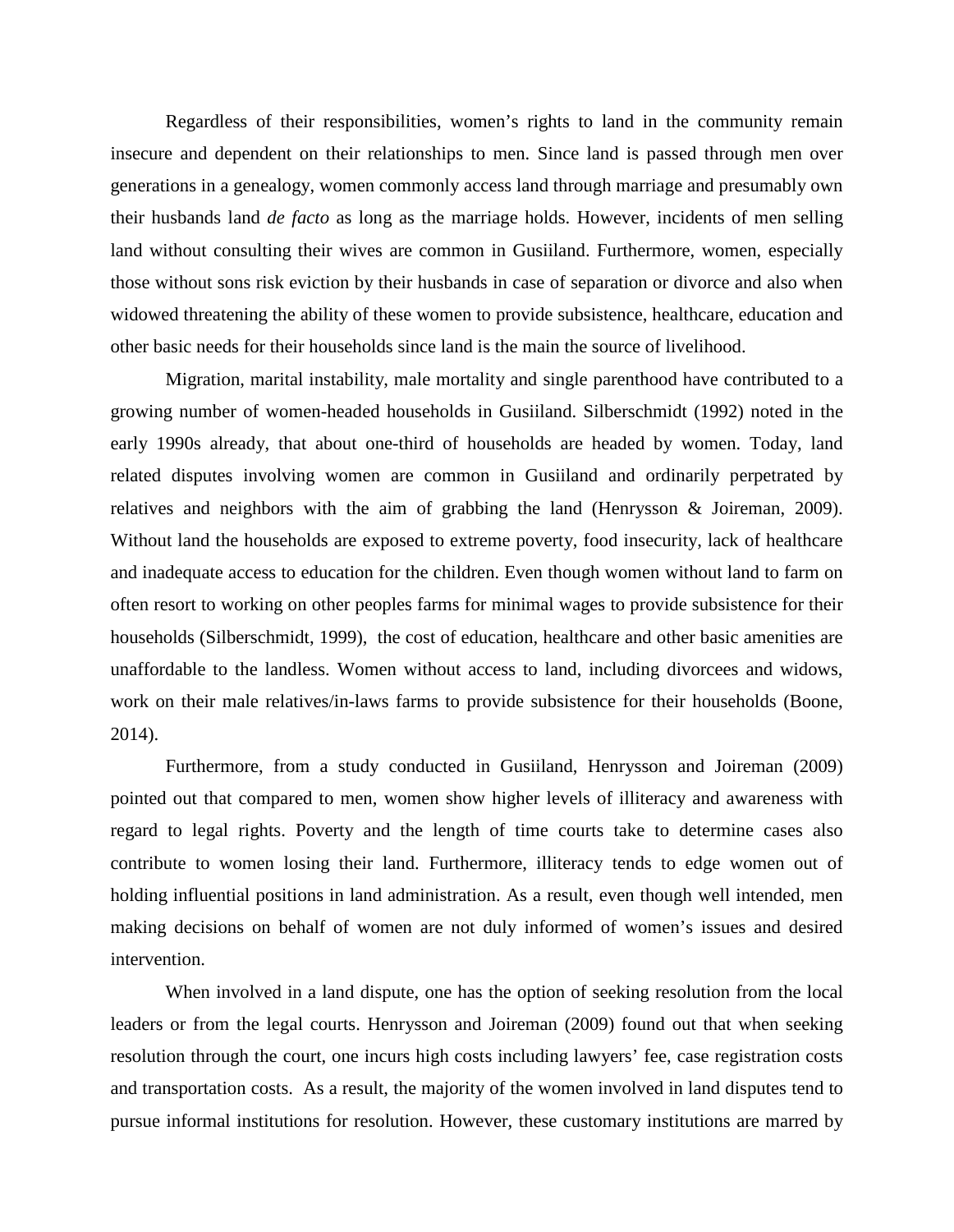Regardless of their responsibilities, women's rights to land in the community remain insecure and dependent on their relationships to men. Since land is passed through men over generations in a genealogy, women commonly access land through marriage and presumably own their husbands land *de facto* as long as the marriage holds. However, incidents of men selling land without consulting their wives are common in Gusiiland. Furthermore, women, especially those without sons risk eviction by their husbands in case of separation or divorce and also when widowed threatening the ability of these women to provide subsistence, healthcare, education and other basic needs for their households since land is the main the source of livelihood.

Migration, marital instability, male mortality and single parenthood have contributed to a growing number of women-headed households in Gusiiland. Silberschmidt (1992) noted in the early 1990s already, that about one-third of households are headed by women. Today, land related disputes involving women are common in Gusiiland and ordinarily perpetrated by relatives and neighbors with the aim of grabbing the land (Henrysson & Joireman, 2009). Without land the households are exposed to extreme poverty, food insecurity, lack of healthcare and inadequate access to education for the children. Even though women without land to farm on often resort to working on other peoples farms for minimal wages to provide subsistence for their households (Silberschmidt, 1999), the cost of education, healthcare and other basic amenities are unaffordable to the landless. Women without access to land, including divorcees and widows, work on their male relatives/in-laws farms to provide subsistence for their households (Boone, 2014).

Furthermore, from a study conducted in Gusiiland, Henrysson and Joireman (2009) pointed out that compared to men, women show higher levels of illiteracy and awareness with regard to legal rights. Poverty and the length of time courts take to determine cases also contribute to women losing their land. Furthermore, illiteracy tends to edge women out of holding influential positions in land administration. As a result, even though well intended, men making decisions on behalf of women are not duly informed of women's issues and desired intervention.

When involved in a land dispute, one has the option of seeking resolution from the local leaders or from the legal courts. Henrysson and Joireman (2009) found out that when seeking resolution through the court, one incurs high costs including lawyers' fee, case registration costs and transportation costs. As a result, the majority of the women involved in land disputes tend to pursue informal institutions for resolution. However, these customary institutions are marred by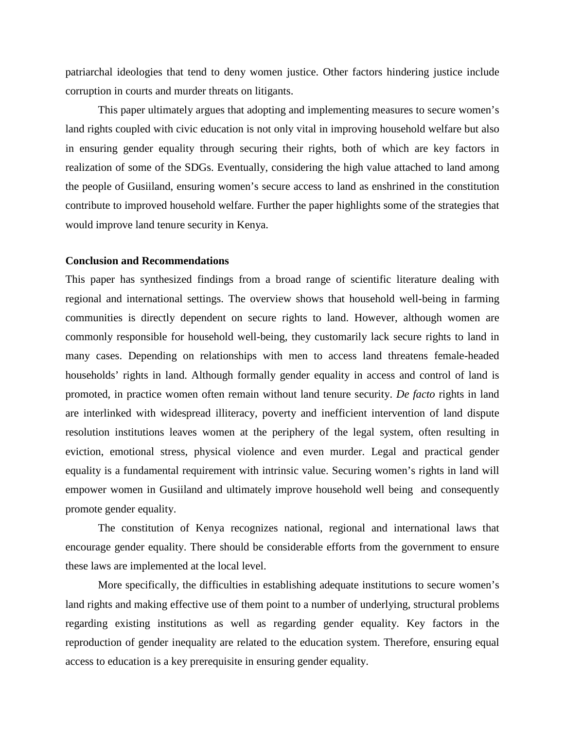patriarchal ideologies that tend to deny women justice. Other factors hindering justice include corruption in courts and murder threats on litigants.

This paper ultimately argues that adopting and implementing measures to secure women's land rights coupled with civic education is not only vital in improving household welfare but also in ensuring gender equality through securing their rights, both of which are key factors in realization of some of the SDGs. Eventually, considering the high value attached to land among the people of Gusiiland, ensuring women's secure access to land as enshrined in the constitution contribute to improved household welfare. Further the paper highlights some of the strategies that would improve land tenure security in Kenya.

**Conclusion and Recommendations**

This paper has synthesized findings from a broad range of scientific literature dealing with regional and international settings. The overview shows that household well-being in farming communities is directly dependent on secure rights to land. However, although women are commonly responsible for household well-being, they customarily lack secure rights to land in many cases. Depending on relationships with men to access land threatens female-headed households' rights in land. Although formally gender equality in access and control of land is promoted, in practice women often remain without land tenure security. *De facto* rights in land are interlinked with widespread illiteracy, poverty and inefficient intervention of land dispute resolution institutions leaves women at the periphery of the legal system, often resulting in eviction, emotional stress, physical violence and even murder. Legal and practical gender equality is a fundamental requirement with intrinsic value. Securing women's rights in land will empower women in Gusiiland and ultimately improve household well being and consequently promote gender equality.

The constitution of Kenya recognizes national, regional and international laws that encourage gender equality. There should be considerable efforts from the government to ensure these laws are implemented at the local level.

More specifically, the difficulties in establishing adequate institutions to secure women's land rights and making effective use of them point to a number of underlying, structural problems regarding existing institutions as well as regarding gender equality. Key factors in the reproduction of gender inequality are related to the education system. Therefore, ensuring equal access to education is a key prerequisite in ensuring gender equality.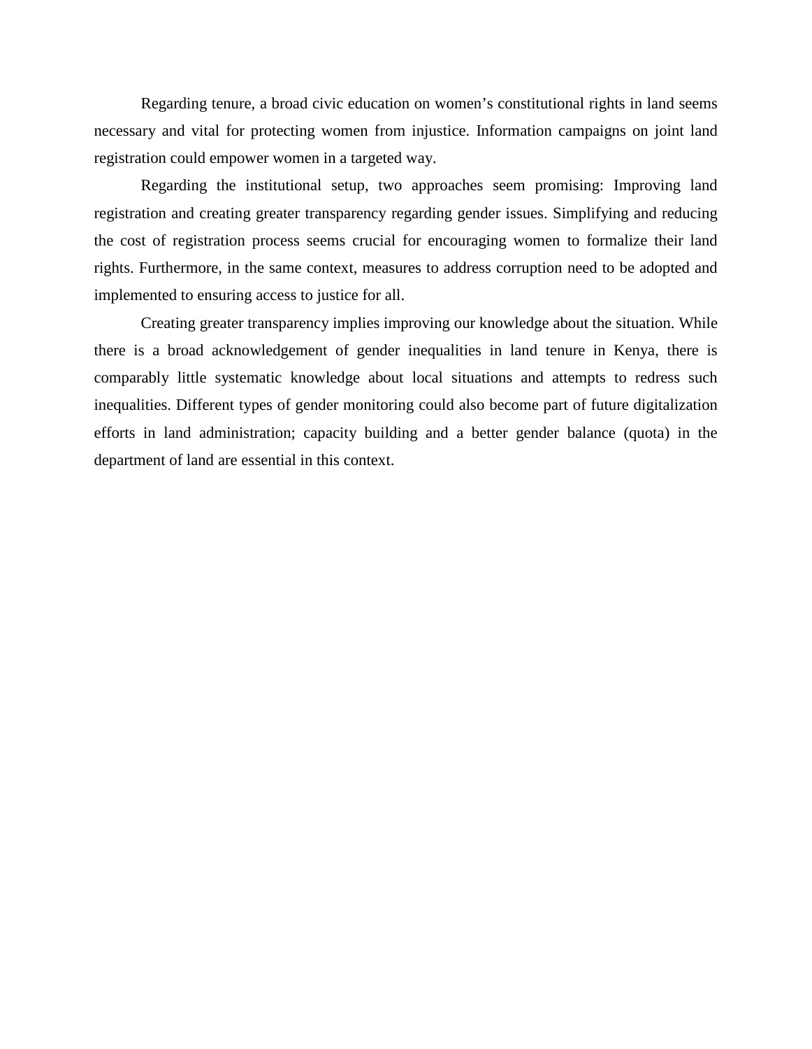Regarding tenure, a broad civic education on women's constitutional rights in land seems necessary and vital for protecting women from injustice. Information campaigns on joint land registration could empower women in a targeted way.

Regarding the institutional setup, two approaches seem promising: Improving land registration and creating greater transparency regarding gender issues. Simplifying and reducing the cost of registration process seems crucial for encouraging women to formalize their land rights. Furthermore, in the same context, measures to address corruption need to be adopted and implemented to ensuring access to justice for all.

Creating greater transparency implies improving our knowledge about the situation. While there is a broad acknowledgement of gender inequalities in land tenure in Kenya, there is comparably little systematic knowledge about local situations and attempts to redress such inequalities. Different types of gender monitoring could also become part of future digitalization efforts in land administration; capacity building and a better gender balance (quota) in the department of land are essential in this context.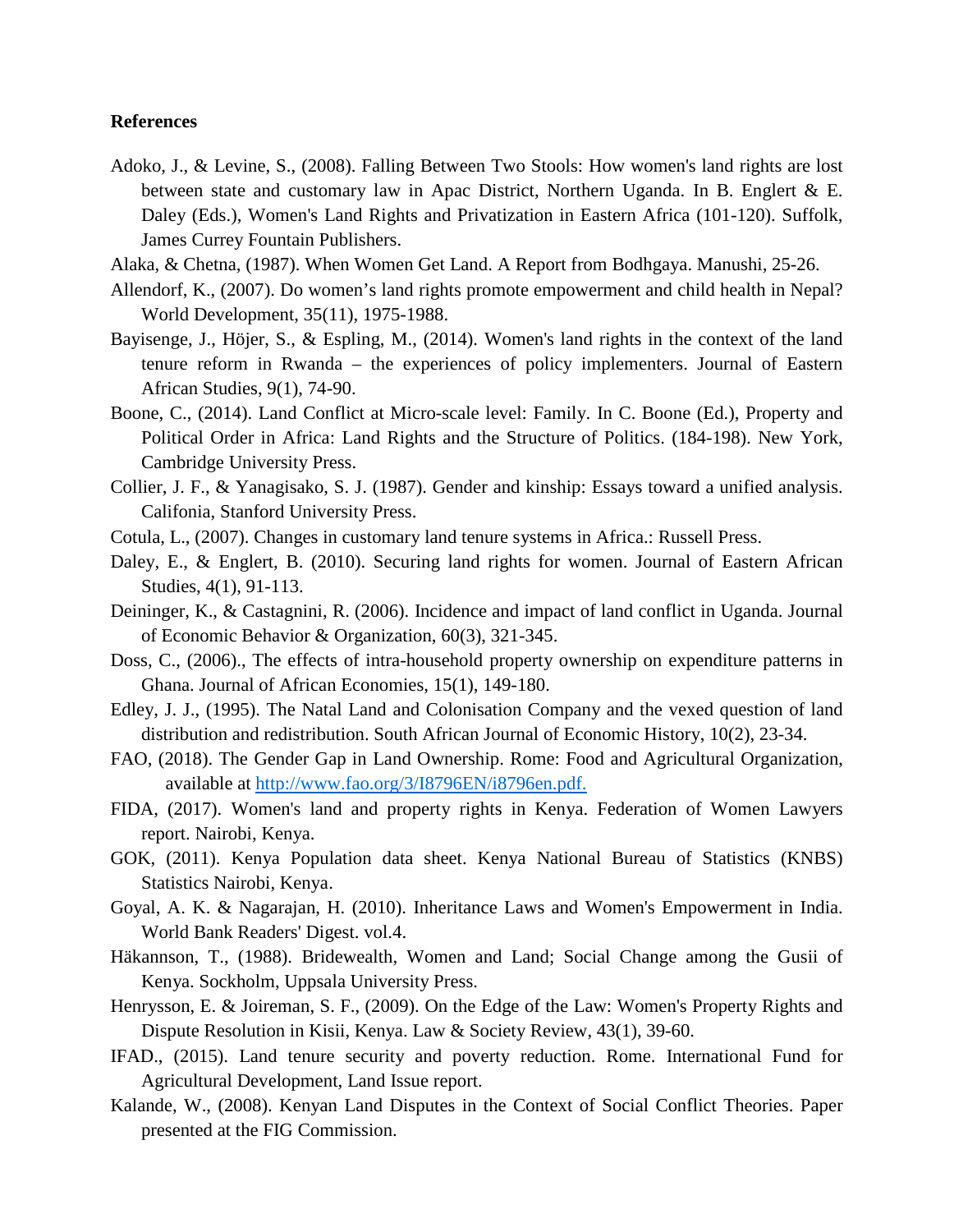**References**

Adoko, J., & Levine, S., (2008). Falling Between Two Stools: How women's land rights are lost between state and customary law in Apac District, Northern Uganda. In B. Englert & E. Daley (Eds.), Women's Land Rights and Privatization in Eastern Africa (101-120). Suffolk, James Currey Fountain Publishers.

Alaka, & Chetna, (1987). When Women Get Land. A Report from Bodhgaya. Manushi, 25-26.

Allendorf, K., (2007). Do women's land rights promote empowerment and child health in Nepal? World Development, 35(11), 1975-1988.

Bayisenge, J., Höjer, S., & Espling, M., (2014). Women's land rights in the context of the land tenure reform in Rwanda – the experiences of policy implementers. Journal of Eastern African Studies, 9(1), 74-90.

Boone, C., (2014). Land Conflict at Micro-scale level: Family. In C. Boone (Ed.), Property and Political Order in Africa: Land Rights and the Structure of Politics. (184-198). New York, Cambridge University Press.

Collier, J. F., & Yanagisako, S. J. (1987). Gender and kinship: Essays toward a unified analysis. Califonia, Stanford University Press.

Cotula, L., (2007). Changes in customary land tenure systems in Africa.: Russell Press.

Daley, E., & Englert, B. (2010). Securing land rights for women. Journal of Eastern African Studies, 4(1), 91-113.

Deininger, K., & Castagnini, R. (2006). Incidence and impact of land conflict in Uganda. Journal of Economic Behavior & Organization, 60(3), 321-345.

Doss, C., (2006)., The effects of intra-household property ownership on expenditure patterns in Ghana. Journal of African Economies, 15(1), 149-180.

Edley, J. J., (1995). The Natal Land and Colonisation Company and the vexed question of land distribution and redistribution. South African Journal of Economic History, 10(2), 23-34.

FAO, (2018). The Gender Gap in Land Ownership. Rome: Food and Agricultural Organization, available at http://www.fao.org/3/I8796EN/i8796en.pdf.

FIDA, (2017). Women's land and property rights in Kenya. Federation of Women Lawyers report. Nairobi, Kenya.

GOK, (2011). Kenya Population data sheet. Kenya National Bureau of Statistics (KNBS) Statistics Nairobi, Kenya.

Goyal, A. K. & Nagarajan, H. (2010). Inheritance Laws and Women's Empowerment in India. World Bank Readers' Digest. vol.4.

Häkannson, T., (1988). Bridewealth, Women and Land; Social Change among the Gusii of Kenya. Sockholm, Uppsala University Press.

Henrysson, E. & Joireman, S. F., (2009). On the Edge of the Law: Women's Property Rights and Dispute Resolution in Kisii, Kenya. Law & Society Review, 43(1), 39-60.

IFAD., (2015). Land tenure security and poverty reduction. Rome. International Fund for Agricultural Development, Land Issue report.

Kalande, W., (2008). Kenyan Land Disputes in the Context of Social Conflict Theories. Paper presented at the FIG Commission.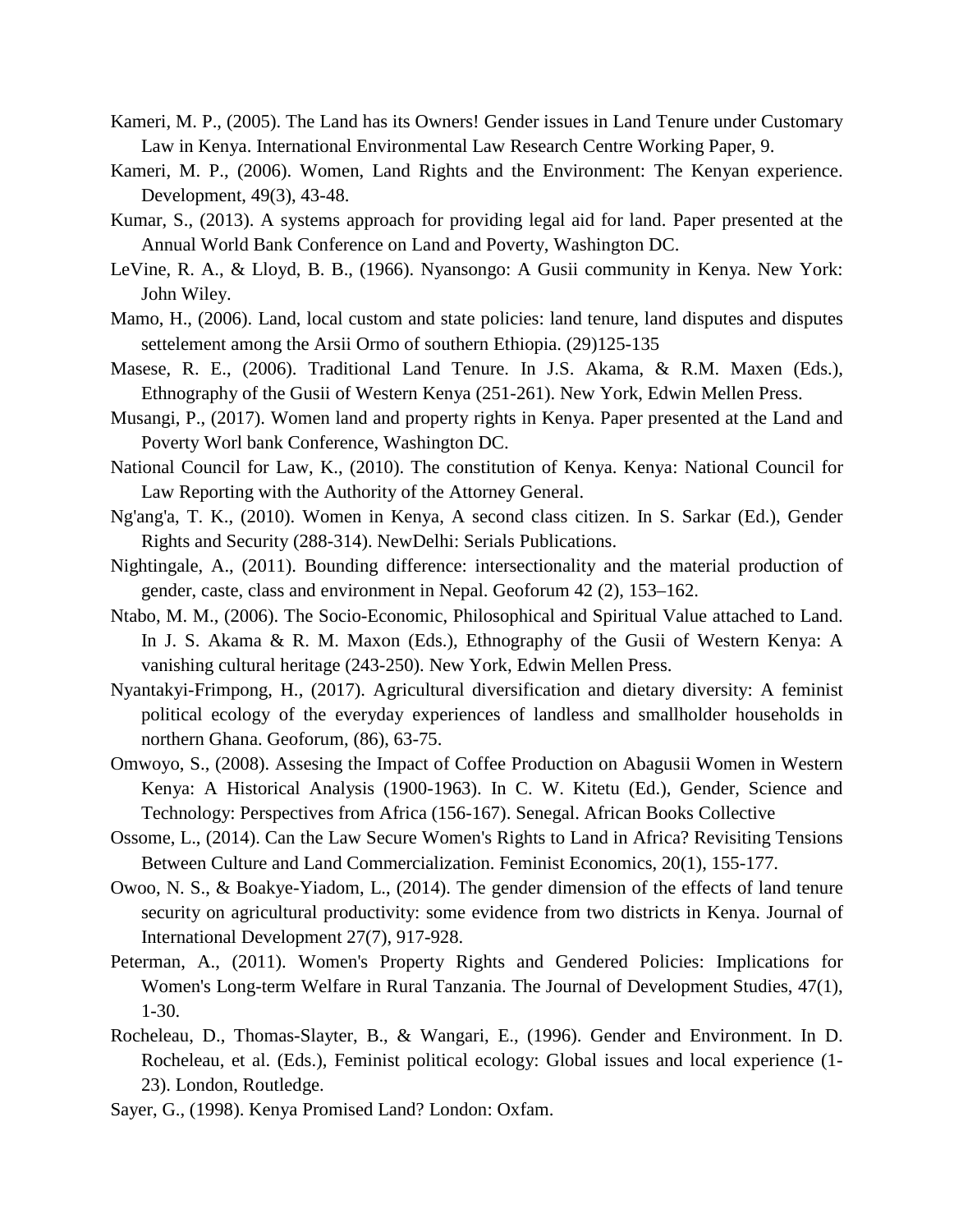Kameri, M. P., (2005). The Land has its Owners! Gender issues in Land Tenure under Customary Law in Kenya. International Environmental Law Research Centre Working Paper, 9.

Kameri, M. P., (2006). Women, Land Rights and the Environment: The Kenyan experience. Development, 49(3), 43-48.

Kumar, S., (2013). A systems approach for providing legal aid for land. Paper presented at the Annual World Bank Conference on Land and Poverty, Washington DC.

LeVine, R. A., & Lloyd, B. B., (1966). Nyansongo: A Gusii community in Kenya. New York: John Wiley.

Mamo, H., (2006). Land, local custom and state policies: land tenure, land disputes and disputes settelement among the Arsii Ormo of southern Ethiopia. (29)125-135

Masese, R. E., (2006). Traditional Land Tenure. In J.S. Akama, & R.M. Maxen (Eds.), Ethnography of the Gusii of Western Kenya (251-261). New York, Edwin Mellen Press.

Musangi, P., (2017). Women land and property rights in Kenya. Paper presented at the Land and Poverty Worl bank Conference, Washington DC.

National Council for Law, K., (2010). The constitution of Kenya. Kenya: National Council for Law Reporting with the Authority of the Attorney General.

Ng'ang'a, T. K., (2010). Women in Kenya, A second class citizen. In S. Sarkar (Ed.), Gender Rights and Security (288-314). NewDelhi: Serials Publications.

Nightingale, A., (2011). Bounding difference: intersectionality and the material production of gender, caste, class and environment in Nepal. Geoforum 42 (2), 153–162.

Ntabo, M. M., (2006). The Socio-Economic, Philosophical and Spiritual Value attached to Land. In J. S. Akama & R. M. Maxon (Eds.), Ethnography of the Gusii of Western Kenya: A vanishing cultural heritage (243-250). New York, Edwin Mellen Press.

Nyantakyi-Frimpong, H., (2017). Agricultural diversification and dietary diversity: A feminist political ecology of the everyday experiences of landless and smallholder households in northern Ghana. Geoforum, (86), 63-75.

Omwoyo, S., (2008). Assesing the Impact of Coffee Production on Abagusii Women in Western Kenya: A Historical Analysis (1900-1963). In C. W. Kitetu (Ed.), Gender, Science and Technology: Perspectives from Africa (156-167). Senegal. African Books Collective

Ossome, L., (2014). Can the Law Secure Women's Rights to Land in Africa? Revisiting Tensions Between Culture and Land Commercialization. Feminist Economics, 20(1), 155-177.

Owoo, N. S., & Boakye-Yiadom, L., (2014). The gender dimension of the effects of land tenure security on agricultural productivity: some evidence from two districts in Kenya. Journal of International Development 27(7), 917-928.

Peterman, A., (2011). Women's Property Rights and Gendered Policies: Implications for Women's Long-term Welfare in Rural Tanzania. The Journal of Development Studies, 47(1), 1-30.

Rocheleau, D., Thomas-Slayter, B., & Wangari, E., (1996). Gender and Environment. In D. Rocheleau, et al. (Eds.), Feminist political ecology: Global issues and local experience (1-23). London, Routledge.

Sayer, G., (1998). Kenya Promised Land? London: Oxfam.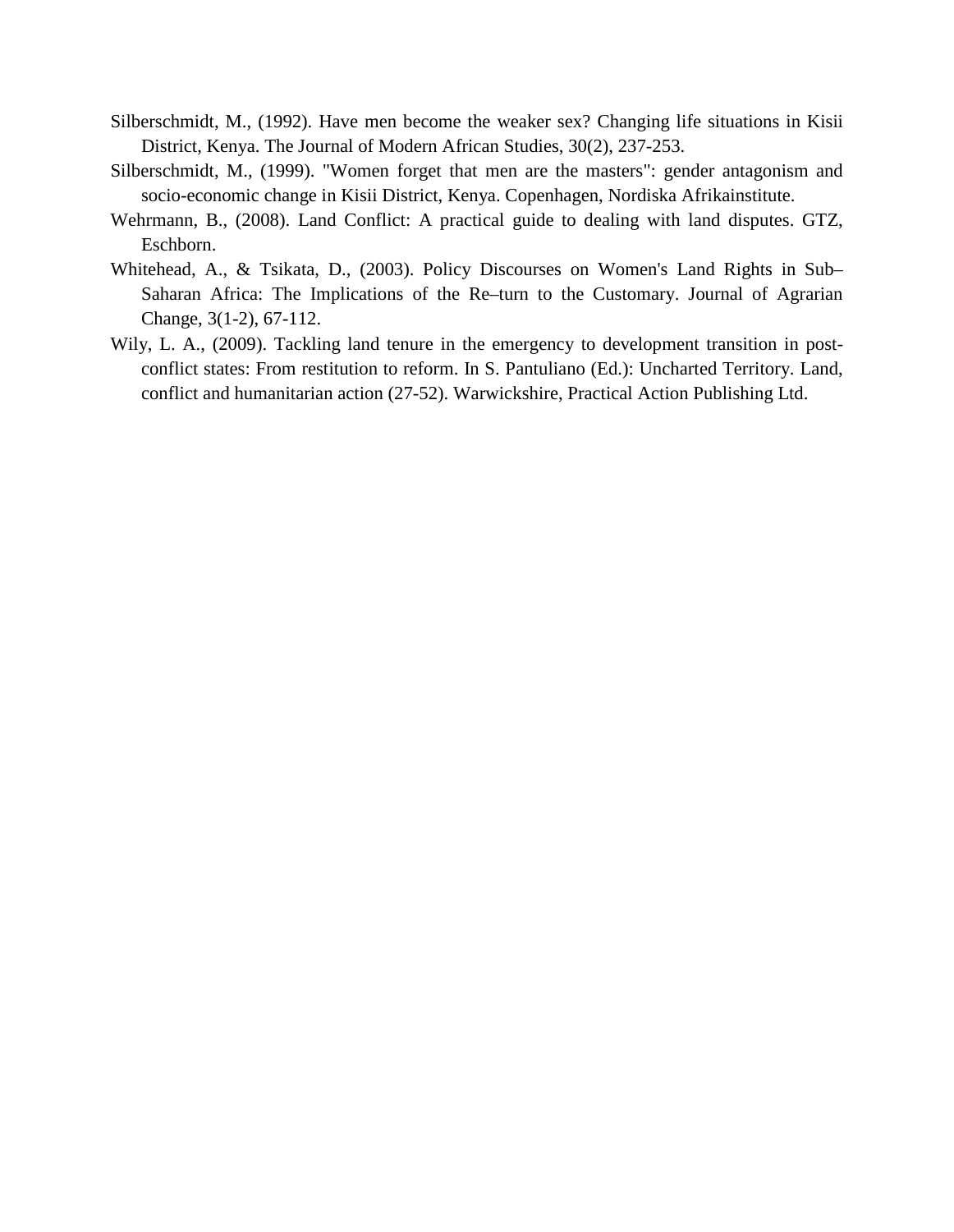Silberschmidt, M., (1992). Have men become the weaker sex? Changing life situations in Kisii District, Kenya. The Journal of Modern African Studies, 30(2), 237-253.

Silberschmidt, M., (1999). "Women forget that men are the masters": gender antagonism and socio-economic change in Kisii District, Kenya. Copenhagen, Nordiska Afrikainstitute.

Wehrmann, B., (2008). Land Conflict: A practical guide to dealing with land disputes. GTZ, Eschborn.

Whitehead, A., & Tsikata, D., (2003). Policy Discourses on Women's Land Rights in Sub–Saharan Africa: The Implications of the Re–turn to the Customary. Journal of Agrarian Change, 3(1-2), 67-112.

Wily, L. A., (2009). Tackling land tenure in the emergency to development transition in post-conflict states: From restitution to reform. In S. Pantuliano (Ed.): Uncharted Territory. Land, conflict and humanitarian action (27-52). Warwickshire, Practical Action Publishing Ltd.